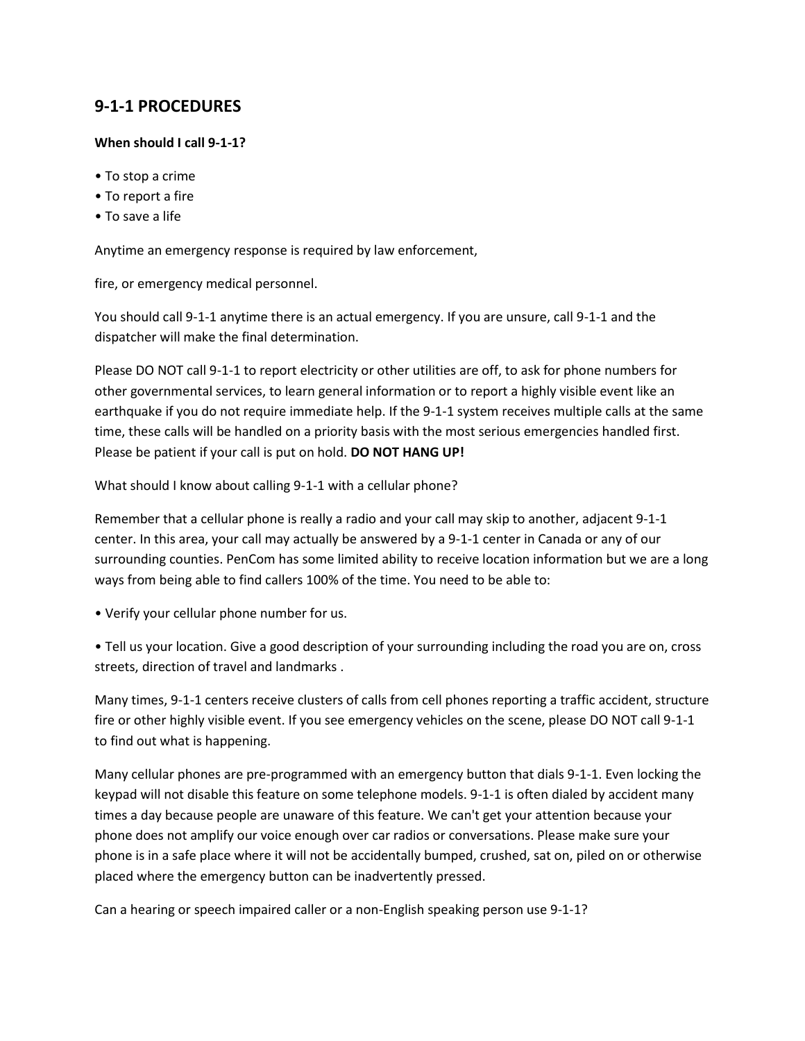## 9-1-1 PROCEDURES

**When should I call 9-1-1?**

- To stop a crime
- To report a fire
- To save a life

Anytime an emergency response is required by law enforcement,

fire, or emergency medical personnel.

You should call 9-1-1 anytime there is an actual emergency. If you are unsure, call 9-1-1 and the dispatcher will make the final determination.

Please DO NOT call 9-1-1 to report electricity or other utilities are off, to ask for phone numbers for other governmental services, to learn general information or to report a highly visible event like an earthquake if you do not require immediate help. If the 9-1-1 system receives multiple calls at the same time, these calls will be handled on a priority basis with the most serious emergencies handled first. Please be patient if your call is put on hold. **DO NOT HANG UP!**

What should I know about calling 9-1-1 with a cellular phone?

Remember that a cellular phone is really a radio and your call may skip to another, adjacent 9-1-1 center. In this area, your call may actually be answered by a 9-1-1 center in Canada or any of our surrounding counties. PenCom has some limited ability to receive location information but we are a long ways from being able to find callers 100% of the time. You need to be able to:

- Verify your cellular phone number for us.

- Tell us your location. Give a good description of your surrounding including the road you are on, cross streets, direction of travel and landmarks .

Many times, 9-1-1 centers receive clusters of calls from cell phones reporting a traffic accident, structure fire or other highly visible event. If you see emergency vehicles on the scene, please DO NOT call 9-1-1 to find out what is happening.

Many cellular phones are pre-programmed with an emergency button that dials 9-1-1. Even locking the keypad will not disable this feature on some telephone models. 9-1-1 is often dialed by accident many times a day because people are unaware of this feature. We can't get your attention because your phone does not amplify our voice enough over car radios or conversations. Please make sure your phone is in a safe place where it will not be accidentally bumped, crushed, sat on, piled on or otherwise placed where the emergency button can be inadvertently pressed.

Can a hearing or speech impaired caller or a non-English speaking person use 9-1-1?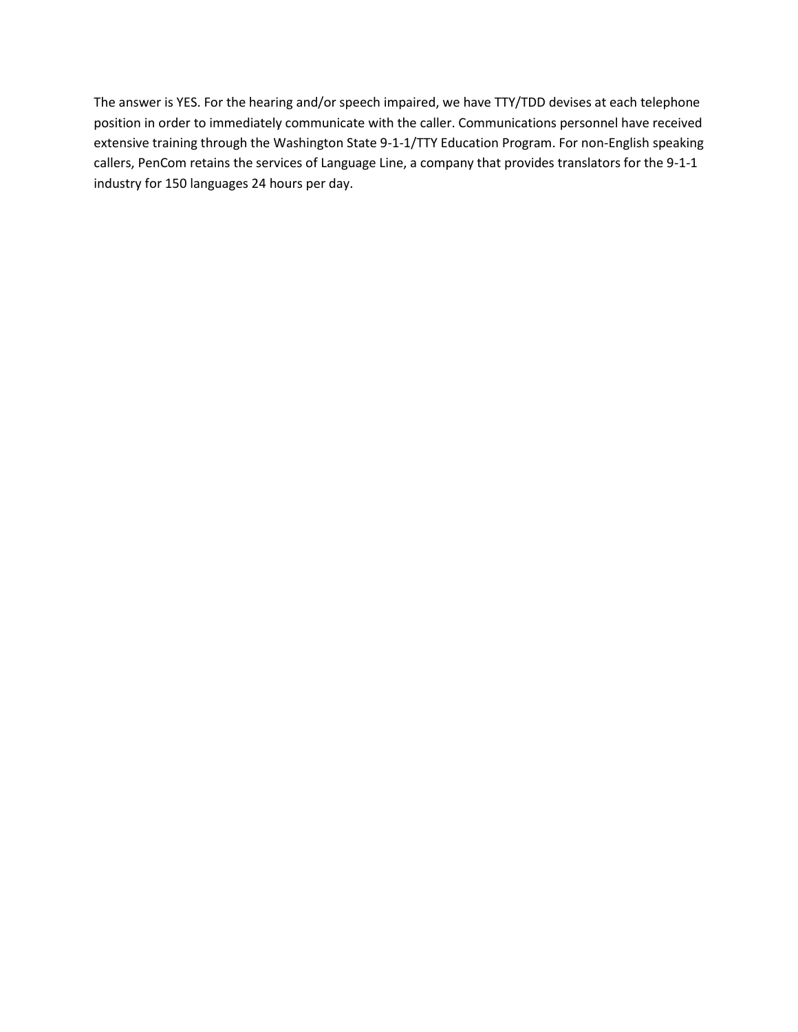The answer is YES. For the hearing and/or speech impaired, we have TTY/TDD devises at each telephone position in order to immediately communicate with the caller. Communications personnel have received extensive training through the Washington State 9-1-1/TTY Education Program. For non-English speaking callers, PenCom retains the services of Language Line, a company that provides translators for the 9-1-1 industry for 150 languages 24 hours per day.